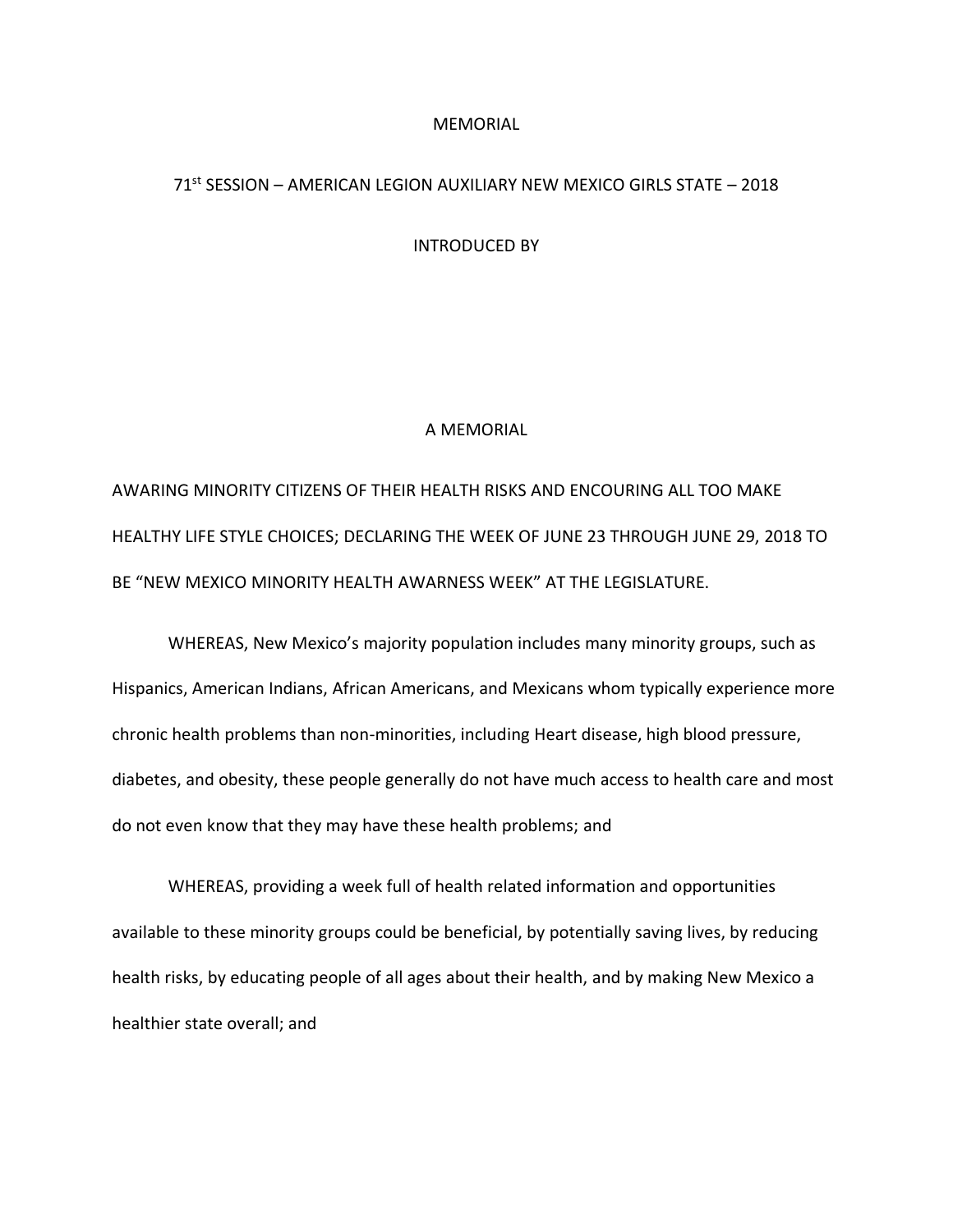MEMORIAL

71st SESSION – AMERICAN LEGION AUXILIARY NEW MEXICO GIRLS STATE – 2018

INTRODUCED BY

A MEMORIAL

AWARING MINORITY CITIZENS OF THEIR HEALTH RISKS AND ENCOURING ALL TOO MAKE HEALTHY LIFE STYLE CHOICES; DECLARING THE WEEK OF JUNE 23 THROUGH JUNE 29, 2018 TO BE "NEW MEXICO MINORITY HEALTH AWARNESS WEEK" AT THE LEGISLATURE.

WHEREAS, New Mexico's majority population includes many minority groups, such as Hispanics, American Indians, African Americans, and Mexicans whom typically experience more chronic health problems than non-minorities, including Heart disease, high blood pressure, diabetes, and obesity, these people generally do not have much access to health care and most do not even know that they may have these health problems; and

WHEREAS, providing a week full of health related information and opportunities available to these minority groups could be beneficial, by potentially saving lives, by reducing health risks, by educating people of all ages about their health, and by making New Mexico a healthier state overall; and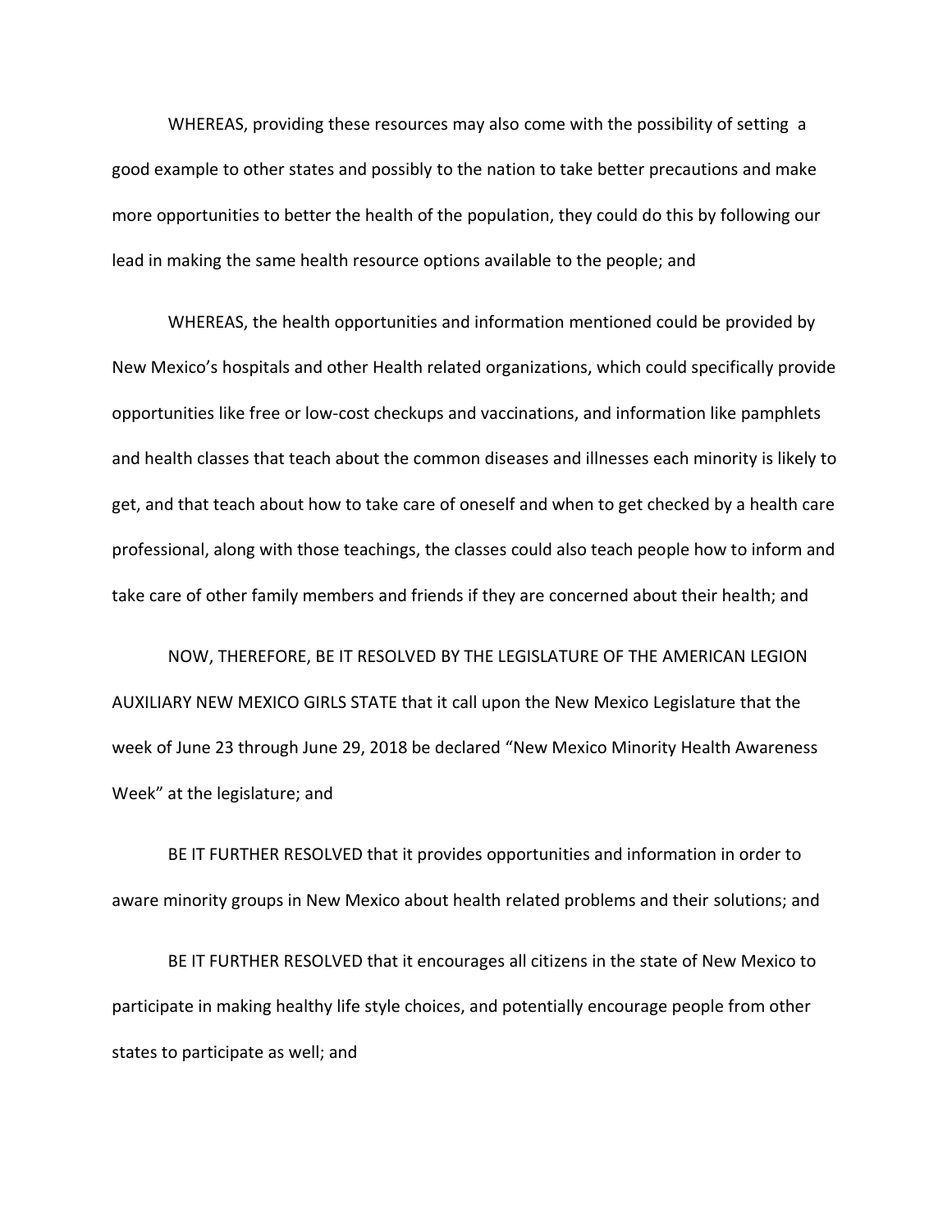WHEREAS, providing these resources may also come with the possibility of setting a good example to other states and possibly to the nation to take better precautions and make more opportunities to better the health of the population, they could do this by following our lead in making the same health resource options available to the people; and

WHEREAS, the health opportunities and information mentioned could be provided by New Mexico's hospitals and other Health related organizations, which could specifically provide opportunities like free or low-cost checkups and vaccinations, and information like pamphlets and health classes that teach about the common diseases and illnesses each minority is likely to get, and that teach about how to take care of oneself and when to get checked by a health care professional, along with those teachings, the classes could also teach people how to inform and take care of other family members and friends if they are concerned about their health; and

NOW, THEREFORE, BE IT RESOLVED BY THE LEGISLATURE OF THE AMERICAN LEGION AUXILIARY NEW MEXICO GIRLS STATE that it call upon the New Mexico Legislature that the week of June 23 through June 29, 2018 be declared "New Mexico Minority Health Awareness Week" at the legislature; and

BE IT FURTHER RESOLVED that it provides opportunities and information in order to aware minority groups in New Mexico about health related problems and their solutions; and

BE IT FURTHER RESOLVED that it encourages all citizens in the state of New Mexico to participate in making healthy life style choices, and potentially encourage people from other states to participate as well; and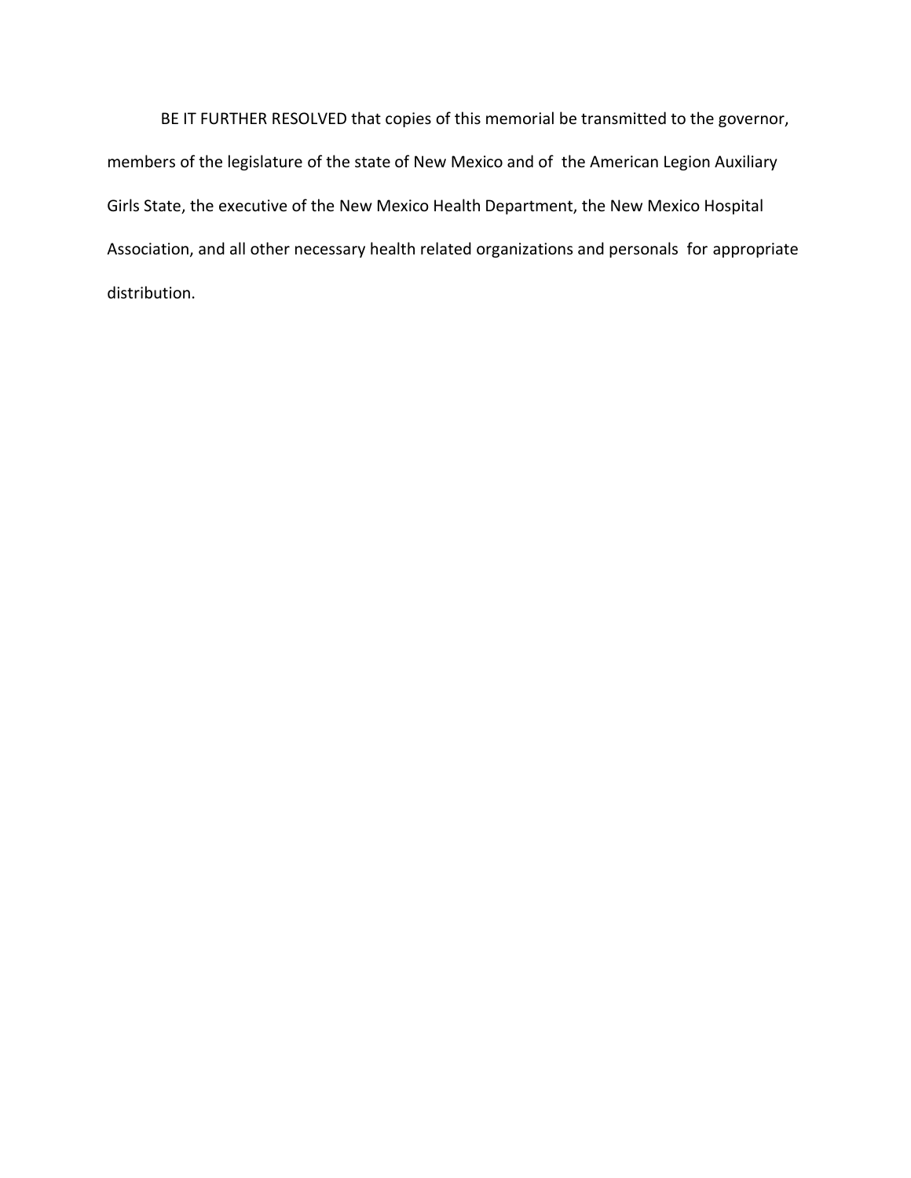BE IT FURTHER RESOLVED that copies of this memorial be transmitted to the governor, members of the legislature of the state of New Mexico and of the American Legion Auxiliary Girls State, the executive of the New Mexico Health Department, the New Mexico Hospital Association, and all other necessary health related organizations and personals for appropriate distribution.